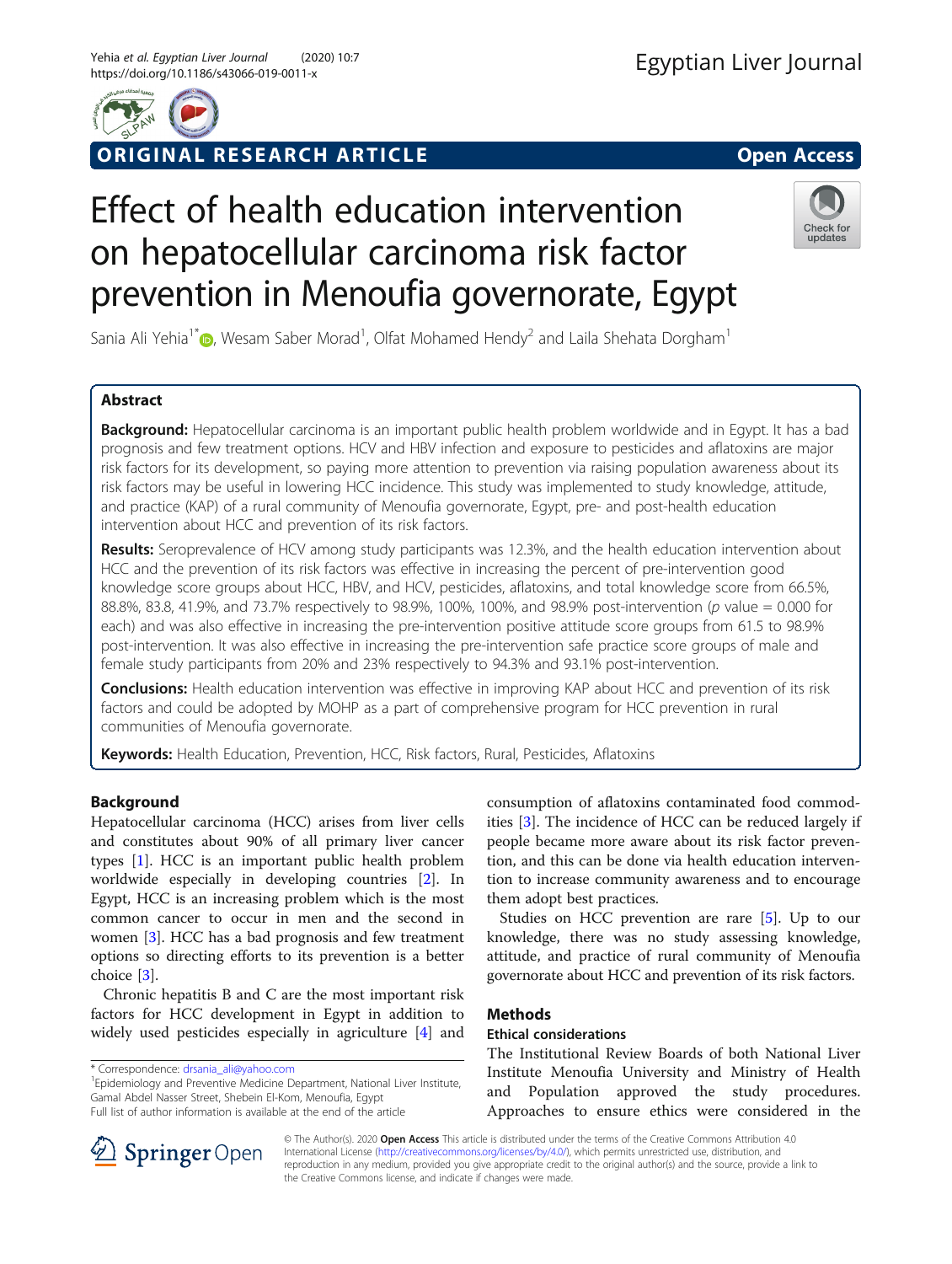ORIGINAL RESEARCH ARTICLE

Open Access

# Effect of health education intervention on hepatocellular carcinoma risk factor prevention in Menoufia governorate, Egypt

Sania Ali Yehia[1*], Wesam Saber Morad[1], Olfat Mohamed Hendy[2] and Laila Shehata Dorgham[1]

## Abstract

**Background:** Hepatocellular carcinoma is an important public health problem worldwide and in Egypt. It has a bad prognosis and few treatment options. HCV and HBV infection and exposure to pesticides and aflatoxins are major risk factors for its development, so paying more attention to prevention via raising population awareness about its risk factors may be useful in lowering HCC incidence. This study was implemented to study knowledge, attitude, and practice (KAP) of a rural community of Menoufia governorate, Egypt, pre- and post-health education intervention about HCC and prevention of its risk factors.

**Results:** Seroprevalence of HCV among study participants was 12.3%, and the health education intervention about HCC and the prevention of its risk factors was effective in increasing the percent of pre-intervention good knowledge score groups about HCC, HBV, and HCV, pesticides, aflatoxins, and total knowledge score from 66.5%, 88.8%, 83.8, 41.9%, and 73.7% respectively to 98.9%, 100%, 100%, and 98.9% post-intervention (*p* value = 0.000 for each) and was also effective in increasing the pre-intervention positive attitude score groups from 61.5 to 98.9% post-intervention. It was also effective in increasing the pre-intervention safe practice score groups of male and female study participants from 20% and 23% respectively to 94.3% and 93.1% post-intervention.

**Conclusions:** Health education intervention was effective in improving KAP about HCC and prevention of its risk factors and could be adopted by MOHP as a part of comprehensive program for HCC prevention in rural communities of Menoufia governorate.

**Keywords:** Health Education, Prevention, HCC, Risk factors, Rural, Pesticides, Aflatoxins

## Background

Hepatocellular carcinoma (HCC) arises from liver cells and constitutes about 90% of all primary liver cancer types [1]. HCC is an important public health problem worldwide especially in developing countries [2]. In Egypt, HCC is an increasing problem which is the most common cancer to occur in men and the second in women [3]. HCC has a bad prognosis and few treatment options so directing efforts to its prevention is a better choice [3].

Chronic hepatitis B and C are the most important risk factors for HCC development in Egypt in addition to widely used pesticides especially in agriculture [4] and consumption of aflatoxins contaminated food commodities [3]. The incidence of HCC can be reduced largely if people became more aware about its risk factor prevention, and this can be done via health education intervention to increase community awareness and to encourage them adopt best practices.

Studies on HCC prevention are rare [5]. Up to our knowledge, there was no study assessing knowledge, attitude, and practice of rural community of Menoufia governorate about HCC and prevention of its risk factors.

## Methods

### Ethical considerations

The Institutional Review Boards of both National Liver Institute Menoufia University and Ministry of Health and Population approved the study procedures. Approaches to ensure ethics were considered in the

\* Correspondence: drsania_ali@yahoo.com

[1]Epidemiology and Preventive Medicine Department, National Liver Institute, Gamal Abdel Nasser Street, Shebein El-Kom, Menoufia, Egypt

Full list of author information is available at the end of the article

© The Author(s). 2020 **Open Access** This article is distributed under the terms of the Creative Commons Attribution 4.0 International License (http://creativecommons.org/licenses/by/4.0/), which permits unrestricted use, distribution, and reproduction in any medium, provided you give appropriate credit to the original author(s) and the source, provide a link to the Creative Commons license, and indicate if changes were made.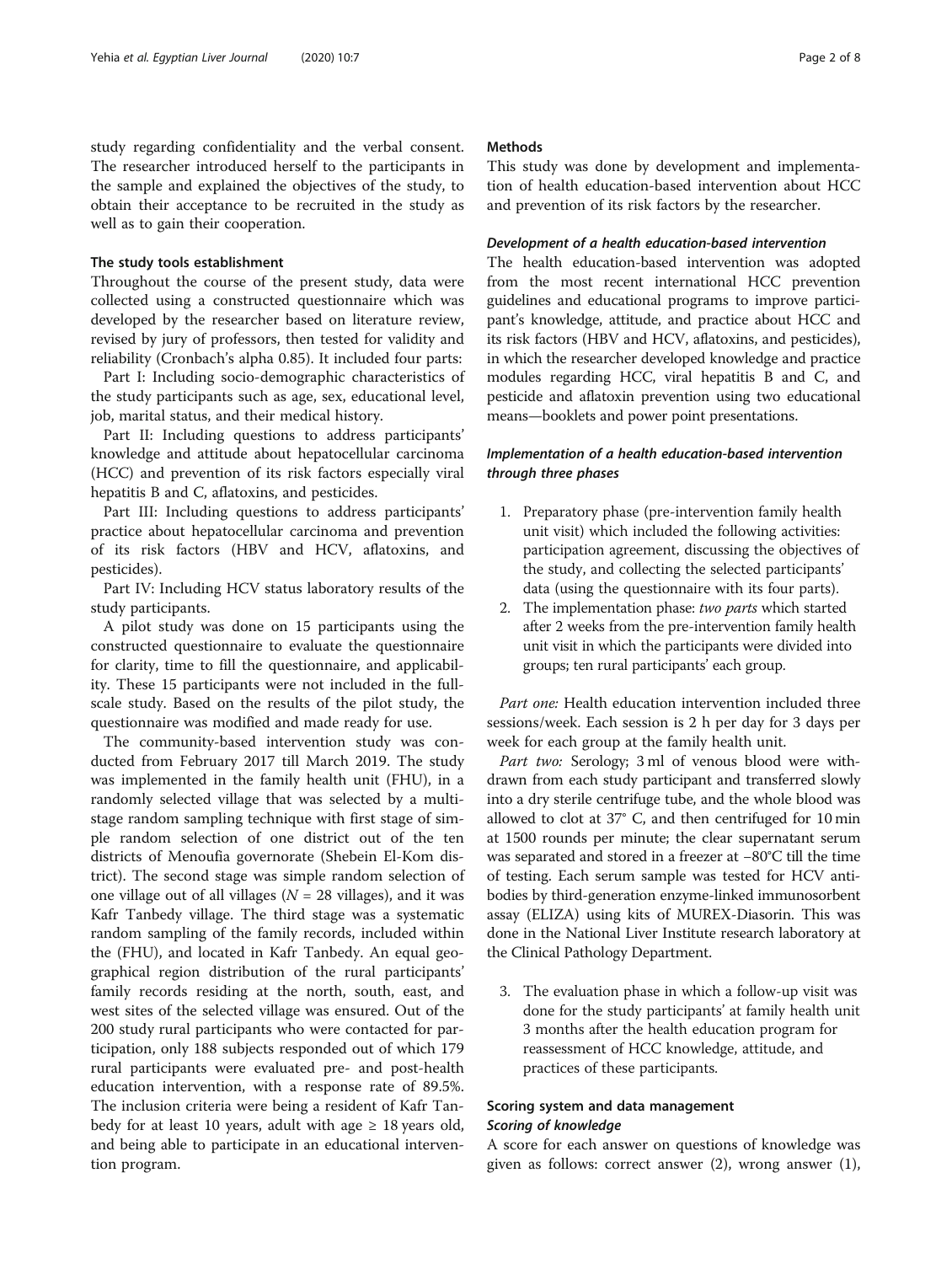study regarding confidentiality and the verbal consent. The researcher introduced herself to the participants in the sample and explained the objectives of the study, to obtain their acceptance to be recruited in the study as well as to gain their cooperation.

### The study tools establishment

Throughout the course of the present study, data were collected using a constructed questionnaire which was developed by the researcher based on literature review, revised by jury of professors, then tested for validity and reliability (Cronbach's alpha 0.85). It included four parts:

Part I: Including socio-demographic characteristics of the study participants such as age, sex, educational level, job, marital status, and their medical history.

Part II: Including questions to address participants' knowledge and attitude about hepatocellular carcinoma (HCC) and prevention of its risk factors especially viral hepatitis B and C, aflatoxins, and pesticides.

Part III: Including questions to address participants' practice about hepatocellular carcinoma and prevention of its risk factors (HBV and HCV, aflatoxins, and pesticides).

Part IV: Including HCV status laboratory results of the study participants.

A pilot study was done on 15 participants using the constructed questionnaire to evaluate the questionnaire for clarity, time to fill the questionnaire, and applicability. These 15 participants were not included in the full-scale study. Based on the results of the pilot study, the questionnaire was modified and made ready for use.

The community-based intervention study was conducted from February 2017 till March 2019. The study was implemented in the family health unit (FHU), in a randomly selected village that was selected by a multistage random sampling technique with first stage of simple random selection of one district out of the ten districts of Menoufia governorate (Shebein El-Kom district). The second stage was simple random selection of one village out of all villages ($N = 28$ villages), and it was Kafr Tanbedy village. The third stage was a systematic random sampling of the family records, included within the (FHU), and located in Kafr Tanbedy. An equal geographical region distribution of the rural participants' family records residing at the north, south, east, and west sites of the selected village was ensured. Out of the 200 study rural participants who were contacted for participation, only 188 subjects responded out of which 179 rural participants were evaluated pre- and post-health education intervention, with a response rate of 89.5%. The inclusion criteria were being a resident of Kafr Tanbedy for at least 10 years, adult with age ≥ 18 years old, and being able to participate in an educational intervention program.

### Methods

This study was done by development and implementation of health education-based intervention about HCC and prevention of its risk factors by the researcher.

#### *Development of a health education-based intervention*

The health education-based intervention was adopted from the most recent international HCC prevention guidelines and educational programs to improve participant's knowledge, attitude, and practice about HCC and its risk factors (HBV and HCV, aflatoxins, and pesticides), in which the researcher developed knowledge and practice modules regarding HCC, viral hepatitis B and C, and pesticide and aflatoxin prevention using two educational means—booklets and power point presentations.

#### *Implementation of a health education-based intervention through three phases*

1. Preparatory phase (pre-intervention family health unit visit) which included the following activities: participation agreement, discussing the objectives of the study, and collecting the selected participants' data (using the questionnaire with its four parts).
2. The implementation phase: *two parts* which started after 2 weeks from the pre-intervention family health unit visit in which the participants were divided into groups; ten rural participants' each group.

*Part one:* Health education intervention included three sessions/week. Each session is 2 h per day for 3 days per week for each group at the family health unit.

*Part two:* Serology; 3 ml of venous blood were withdrawn from each study participant and transferred slowly into a dry sterile centrifuge tube, and the whole blood was allowed to clot at 37° C, and then centrifuged for 10 min at 1500 rounds per minute; the clear supernatant serum was separated and stored in a freezer at −80°C till the time of testing. Each serum sample was tested for HCV antibodies by third-generation enzyme-linked immunosorbent assay (ELIZA) using kits of MUREX-Diasorin. This was done in the National Liver Institute research laboratory at the Clinical Pathology Department.

3. The evaluation phase in which a follow-up visit was done for the study participants' at family health unit 3 months after the health education program for reassessment of HCC knowledge, attitude, and practices of these participants.

### Scoring system and data management

#### *Scoring of knowledge*

A score for each answer on questions of knowledge was given as follows: correct answer (2), wrong answer (1),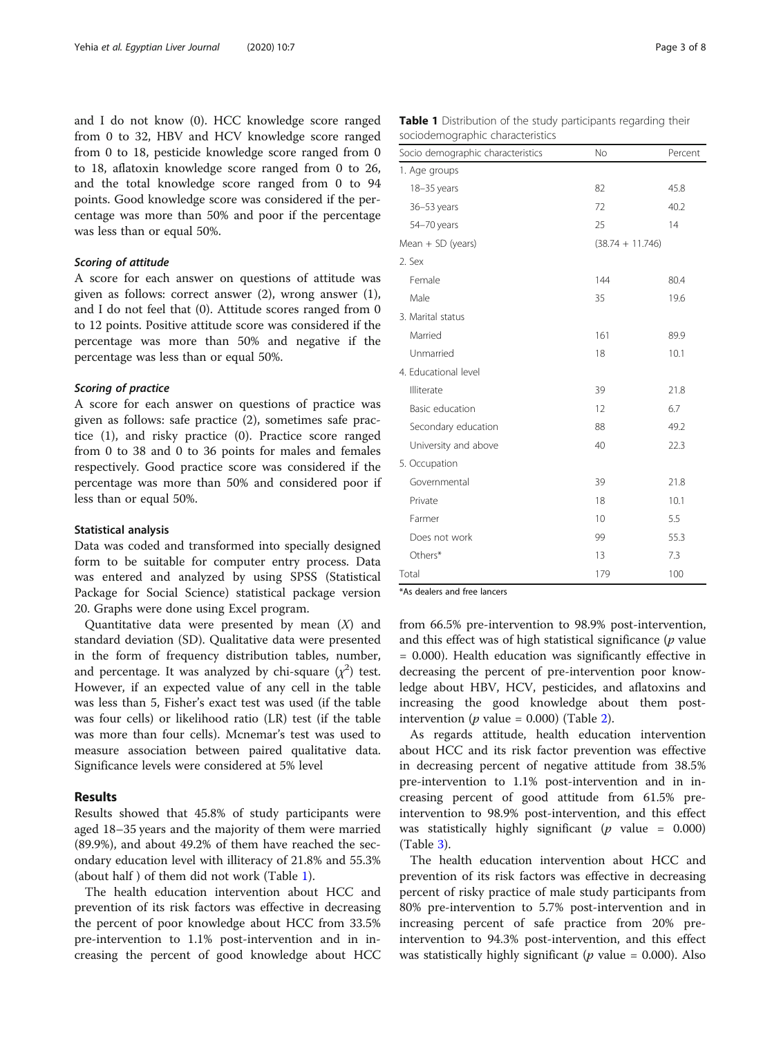and I do not know (0). HCC knowledge score ranged from 0 to 32, HBV and HCV knowledge score ranged from 0 to 18, pesticide knowledge score ranged from 0 to 18, aflatoxin knowledge score ranged from 0 to 26, and the total knowledge score ranged from 0 to 94 points. Good knowledge score was considered if the percentage was more than 50% and poor if the percentage was less than or equal 50%.

#### *Scoring of attitude*

A score for each answer on questions of attitude was given as follows: correct answer (2), wrong answer (1), and I do not feel that (0). Attitude scores ranged from 0 to 12 points. Positive attitude score was considered if the percentage was more than 50% and negative if the percentage was less than or equal 50%.

#### *Scoring of practice*

A score for each answer on questions of practice was given as follows: safe practice (2), sometimes safe practice (1), and risky practice (0). Practice score ranged from 0 to 38 and 0 to 36 points for males and females respectively. Good practice score was considered if the percentage was more than 50% and considered poor if less than or equal 50%.

### Statistical analysis

Data was coded and transformed into specially designed form to be suitable for computer entry process. Data was entered and analyzed by using SPSS (Statistical Package for Social Science) statistical package version 20. Graphs were done using Excel program.

Quantitative data were presented by mean ($X$) and standard deviation (SD). Qualitative data were presented in the form of frequency distribution tables, number, and percentage. It was analyzed by chi-square ($\chi^2$) test. However, if an expected value of any cell in the table was less than 5, Fisher's exact test was used (if the table was four cells) or likelihood ratio (LR) test (if the table was more than four cells). Mcnemar's test was used to measure association between paired qualitative data. Significance levels were considered at 5% level

## Results

Results showed that 45.8% of study participants were aged 18–35 years and the majority of them were married (89.9%), and about 49.2% of them have reached the secondary education level with illiteracy of 21.8% and 55.3% (about half ) of them did not work (Table 1).

**Table 1** Distribution of the study participants regarding their sociodemographic characteristics

| Socio demographic characteristics | No | Percent |
|---|---|---|
| 1. Age groups | | |
| 18–35 years | 82 | 45.8 |
| 36–53 years | 72 | 40.2 |
| 54–70 years | 25 | 14 |
| Mean + SD (years) | (38.74 + 11.746) | |
| 2. Sex | | |
| Female | 144 | 80.4 |
| Male | 35 | 19.6 |
| 3. Marital status | | |
| Married | 161 | 89.9 |
| Unmarried | 18 | 10.1 |
| 4. Educational level | | |
| Illiterate | 39 | 21.8 |
| Basic education | 12 | 6.7 |
| Secondary education | 88 | 49.2 |
| University and above | 40 | 22.3 |
| 5. Occupation | | |
| Governmental | 39 | 21.8 |
| Private | 18 | 10.1 |
| Farmer | 10 | 5.5 |
| Does not work | 99 | 55.3 |
| Others* | 13 | 7.3 |
| Total | 179 | 100 |

*As dealers and free lancers

The health education intervention about HCC and prevention of its risk factors was effective in decreasing the percent of poor knowledge about HCC from 33.5% pre-intervention to 1.1% post-intervention and in increasing the percent of good knowledge about HCC from 66.5% pre-intervention to 98.9% post-intervention, and this effect was of high statistical significance ($p$ value = 0.000). Health education was significantly effective in decreasing the percent of pre-intervention poor knowledge about HBV, HCV, pesticides, and aflatoxins and increasing the good knowledge about them post-intervention ($p$ value = 0.000) (Table 2).

As regards attitude, health education intervention about HCC and its risk factor prevention was effective in decreasing percent of negative attitude from 38.5% pre-intervention to 1.1% post-intervention and in increasing percent of good attitude from 61.5% pre-intervention to 98.9% post-intervention, and this effect was statistically highly significant ($p$ value = 0.000) (Table 3).

The health education intervention about HCC and prevention of its risk factors was effective in decreasing percent of risky practice of male study participants from 80% pre-intervention to 5.7% post-intervention and in increasing percent of safe practice from 20% pre-intervention to 94.3% post-intervention, and this effect was statistically highly significant ($p$ value = 0.000). Also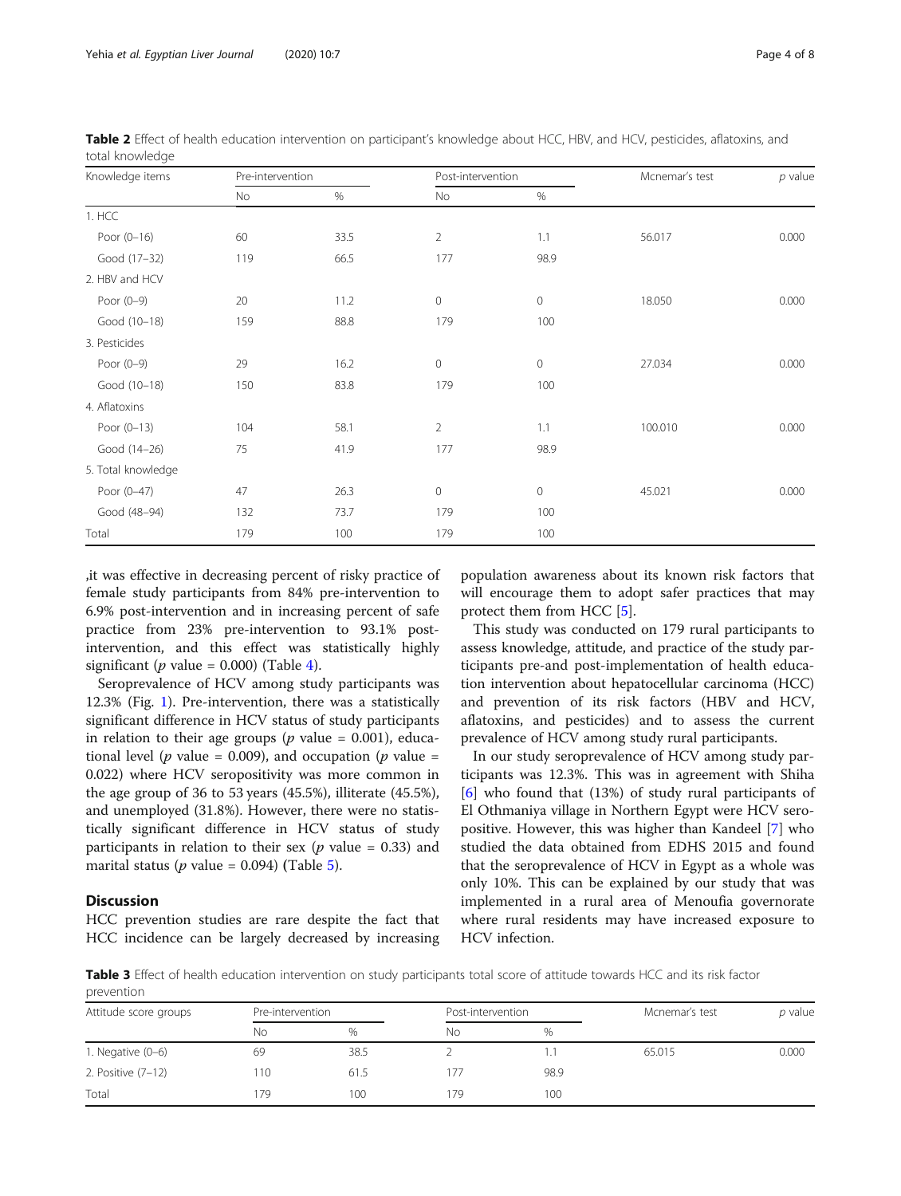**Table 2** Effect of health education intervention on participant's knowledge about HCC, HBV, and HCV, pesticides, aflatoxins, and total knowledge

| Knowledge items | Pre-intervention | | Post-intervention | | Mcnemar's test | *p* value |
|---|---|---|---|---|---|---|
| | No | % | No | % | | |
| 1. HCC | | | | | | |
| Poor (0–16) | 60 | 33.5 | 2 | 1.1 | 56.017 | 0.000 |
| Good (17–32) | 119 | 66.5 | 177 | 98.9 | | |
| 2. HBV and HCV | | | | | | |
| Poor (0–9) | 20 | 11.2 | 0 | 0 | 18.050 | 0.000 |
| Good (10–18) | 159 | 88.8 | 179 | 100 | | |
| 3. Pesticides | | | | | | |
| Poor (0–9) | 29 | 16.2 | 0 | 0 | 27.034 | 0.000 |
| Good (10–18) | 150 | 83.8 | 179 | 100 | | |
| 4. Aflatoxins | | | | | | |
| Poor (0–13) | 104 | 58.1 | 2 | 1.1 | 100.010 | 0.000 |
| Good (14–26) | 75 | 41.9 | 177 | 98.9 | | |
| 5. Total knowledge | | | | | | |
| Poor (0–47) | 47 | 26.3 | 0 | 0 | 45.021 | 0.000 |
| Good (48–94) | 132 | 73.7 | 179 | 100 | | |
| Total | 179 | 100 | 179 | 100 | | |

,it was effective in decreasing percent of risky practice of female study participants from 84% pre-intervention to 6.9% post-intervention and in increasing percent of safe practice from 23% pre-intervention to 93.1% post-intervention, and this effect was statistically highly significant (*p* value = 0.000) (Table 4).

Seroprevalence of HCV among study participants was 12.3% (Fig. 1). Pre-intervention, there was a statistically significant difference in HCV status of study participants in relation to their age groups (*p* value = 0.001), educational level (*p* value = 0.009), and occupation (*p* value = 0.022) where HCV seropositivity was more common in the age group of 36 to 53 years (45.5%), illiterate (45.5%), and unemployed (31.8%). However, there were no statistically significant difference in HCV status of study participants in relation to their sex (*p* value = 0.33) and marital status (*p* value = 0.094) (Table 5).

## Discussion

HCC prevention studies are rare despite the fact that HCC incidence can be largely decreased by increasing population awareness about its known risk factors that will encourage them to adopt safer practices that may protect them from HCC [5].

This study was conducted on 179 rural participants to assess knowledge, attitude, and practice of the study participants pre-and post-implementation of health education intervention about hepatocellular carcinoma (HCC) and prevention of its risk factors (HBV and HCV, aflatoxins, and pesticides) and to assess the current prevalence of HCV among study rural participants.

In our study seroprevalence of HCV among study participants was 12.3%. This was in agreement with Shiha [6] who found that (13%) of study rural participants of El Othmaniya village in Northern Egypt were HCV seropositive. However, this was higher than Kandeel [7] who studied the data obtained from EDHS 2015 and found that the seroprevalence of HCV in Egypt as a whole was only 10%. This can be explained by our study that was implemented in a rural area of Menoufia governorate where rural residents may have increased exposure to HCV infection.

**Table 3** Effect of health education intervention on study participants total score of attitude towards HCC and its risk factor prevention

| Attitude score groups | Pre-intervention | | Post-intervention | | Mcnemar's test | *p* value |
|---|---|---|---|---|---|---|
| | No | % | No | % | | |
| 1. Negative (0–6) | 69 | 38.5 | 2 | 1.1 | 65.015 | 0.000 |
| 2. Positive (7–12) | 110 | 61.5 | 177 | 98.9 | | |
| Total | 179 | 100 | 179 | 100 | | |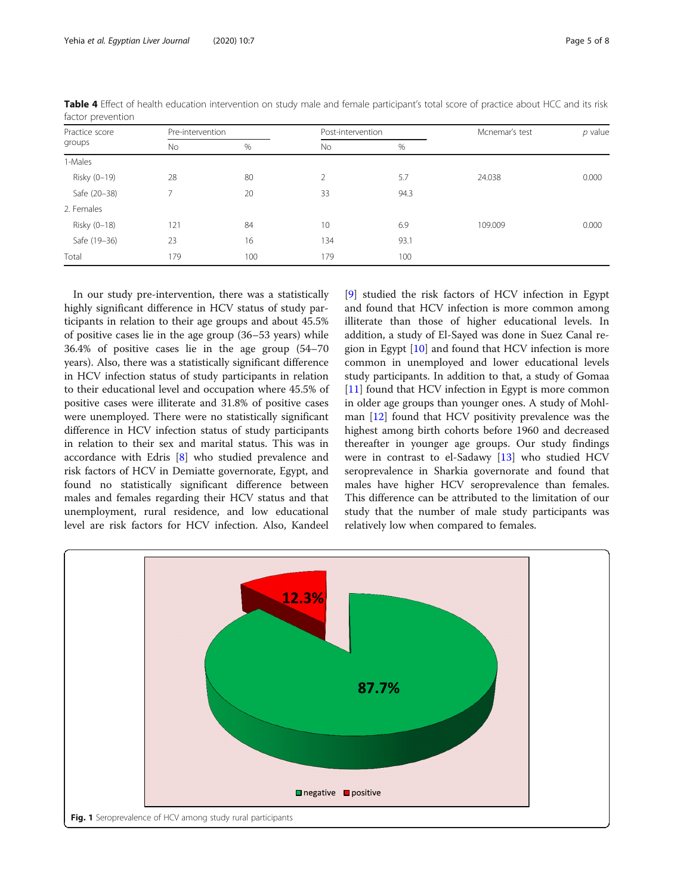**Table 4** Effect of health education intervention on study male and female participant's total score of practice about HCC and its risk factor prevention

| Practice score groups | Pre-intervention | | Post-intervention | | Mcnemar's test | p value |
|---|---|---|---|---|---|---|
| | No | % | No | % | | |
| 1-Males | | | | | | |
| Risky (0–19) | 28 | 80 | 2 | 5.7 | 24.038 | 0.000 |
| Safe (20–38) | 7 | 20 | 33 | 94.3 | | |
| 2. Females | | | | | | |
| Risky (0–18) | 121 | 84 | 10 | 6.9 | 109.009 | 0.000 |
| Safe (19–36) | 23 | 16 | 134 | 93.1 | | |
| Total | 179 | 100 | 179 | 100 | | |

In our study pre-intervention, there was a statistically highly significant difference in HCV status of study participants in relation to their age groups and about 45.5% of positive cases lie in the age group (36–53 years) while 36.4% of positive cases lie in the age group (54–70 years). Also, there was a statistically significant difference in HCV infection status of study participants in relation to their educational level and occupation where 45.5% of positive cases were illiterate and 31.8% of positive cases were unemployed. There were no statistically significant difference in HCV infection status of study participants in relation to their sex and marital status. This was in accordance with Edris [8] who studied prevalence and risk factors of HCV in Demiatte governorate, Egypt, and found no statistically significant difference between males and females regarding their HCV status and that unemployment, rural residence, and low educational level are risk factors for HCV infection. Also, Kandeel [9] studied the risk factors of HCV infection in Egypt and found that HCV infection is more common among illiterate than those of higher educational levels. In addition, a study of El-Sayed was done in Suez Canal region in Egypt [10] and found that HCV infection is more common in unemployed and lower educational levels study participants. In addition to that, a study of Gomaa [11] found that HCV infection in Egypt is more common in older age groups than younger ones. A study of Mohlman [12] found that HCV positivity prevalence was the highest among birth cohorts before 1960 and decreased thereafter in younger age groups. Our study findings were in contrast to el-Sadawy [13] who studied HCV seroprevalence in Sharkia governorate and found that males have higher HCV seroprevalence than females. This difference can be attributed to the limitation of our study that the number of male study participants was relatively low when compared to females.

**Fig. 1** Seroprevalence of HCV among study rural participants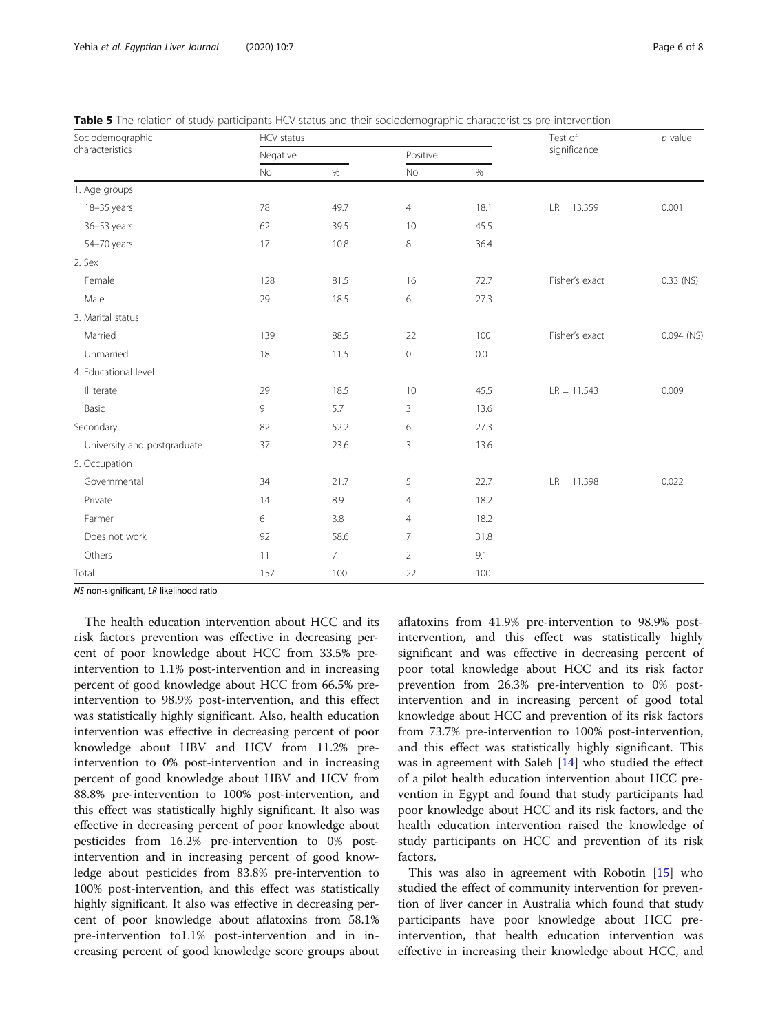**Table 5** The relation of study participants HCV status and their sociodemographic characteristics pre-intervention

| Sociodemographic characteristics | HCV status | | | | Test of significance | *p* value |
|---|---|---|---|---|---|---|
| | Negative | | Positive | | | |
| | No | % | No | % | | |
| 1. Age groups | | | | | | |
| 18–35 years | 78 | 49.7 | 4 | 18.1 | LR = 13.359 | 0.001 |
| 36–53 years | 62 | 39.5 | 10 | 45.5 | | |
| 54–70 years | 17 | 10.8 | 8 | 36.4 | | |
| 2. Sex | | | | | | |
| Female | 128 | 81.5 | 16 | 72.7 | Fisher's exact | 0.33 (NS) |
| Male | 29 | 18.5 | 6 | 27.3 | | |
| 3. Marital status | | | | | | |
| Married | 139 | 88.5 | 22 | 100 | Fisher's exact | 0.094 (NS) |
| Unmarried | 18 | 11.5 | 0 | 0.0 | | |
| 4. Educational level | | | | | | |
| Illiterate | 29 | 18.5 | 10 | 45.5 | LR = 11.543 | 0.009 |
| Basic | 9 | 5.7 | 3 | 13.6 | | |
| Secondary | 82 | 52.2 | 6 | 27.3 | | |
| University and postgraduate | 37 | 23.6 | 3 | 13.6 | | |
| 5. Occupation | | | | | | |
| Governmental | 34 | 21.7 | 5 | 22.7 | LR = 11.398 | 0.022 |
| Private | 14 | 8.9 | 4 | 18.2 | | |
| Farmer | 6 | 3.8 | 4 | 18.2 | | |
| Does not work | 92 | 58.6 | 7 | 31.8 | | |
| Others | 11 | 7 | 2 | 9.1 | | |
| Total | 157 | 100 | 22 | 100 | | |

*NS* non-significant, *LR* likelihood ratio

The health education intervention about HCC and its risk factors prevention was effective in decreasing percent of poor knowledge about HCC from 33.5% pre-intervention to 1.1% post-intervention and in increasing percent of good knowledge about HCC from 66.5% pre-intervention to 98.9% post-intervention, and this effect was statistically highly significant. Also, health education intervention was effective in decreasing percent of poor knowledge about HBV and HCV from 11.2% pre-intervention to 0% post-intervention and in increasing percent of good knowledge about HBV and HCV from 88.8% pre-intervention to 100% post-intervention, and this effect was statistically highly significant. It also was effective in decreasing percent of poor knowledge about pesticides from 16.2% pre-intervention to 0% post-intervention and in increasing percent of good knowledge about pesticides from 83.8% pre-intervention to 100% post-intervention, and this effect was statistically highly significant. It also was effective in decreasing percent of poor knowledge about aflatoxins from 58.1% pre-intervention to1.1% post-intervention and in increasing percent of good knowledge score groups about aflatoxins from 41.9% pre-intervention to 98.9% post-intervention, and this effect was statistically highly significant and was effective in decreasing percent of poor total knowledge about HCC and its risk factor prevention from 26.3% pre-intervention to 0% post-intervention and in increasing percent of good total knowledge about HCC and prevention of its risk factors from 73.7% pre-intervention to 100% post-intervention, and this effect was statistically highly significant. This was in agreement with Saleh [14] who studied the effect of a pilot health education intervention about HCC prevention in Egypt and found that study participants had poor knowledge about HCC and its risk factors, and the health education intervention raised the knowledge of study participants on HCC and prevention of its risk factors.

This was also in agreement with Robotin [15] who studied the effect of community intervention for prevention of liver cancer in Australia which found that study participants have poor knowledge about HCC pre-intervention, that health education intervention was effective in increasing their knowledge about HCC, and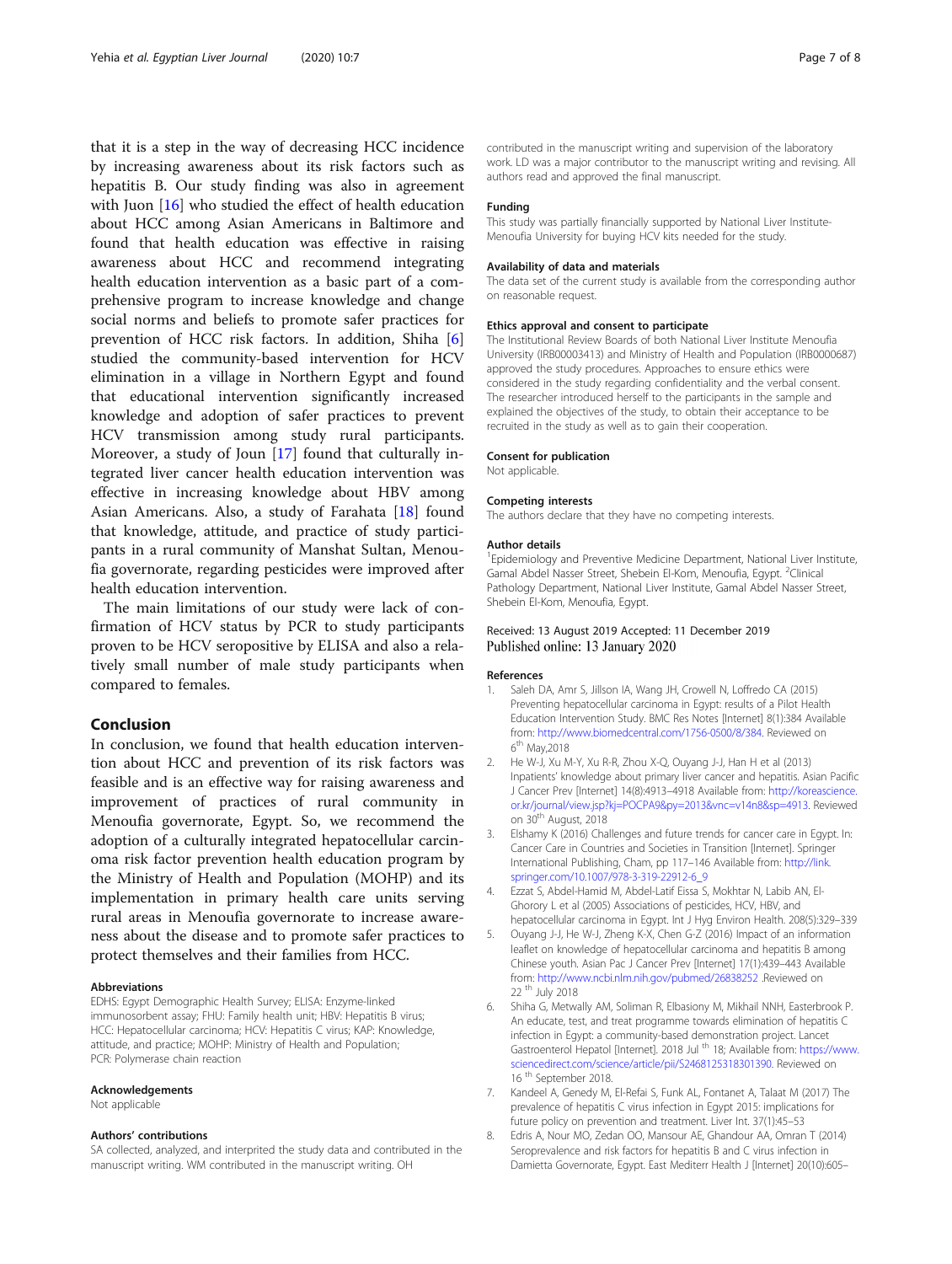that it is a step in the way of decreasing HCC incidence by increasing awareness about its risk factors such as hepatitis B. Our study finding was also in agreement with Juon [16] who studied the effect of health education about HCC among Asian Americans in Baltimore and found that health education was effective in raising awareness about HCC and recommend integrating health education intervention as a basic part of a comprehensive program to increase knowledge and change social norms and beliefs to promote safer practices for prevention of HCC risk factors. In addition, Shiha [6] studied the community-based intervention for HCV elimination in a village in Northern Egypt and found that educational intervention significantly increased knowledge and adoption of safer practices to prevent HCV transmission among study rural participants. Moreover, a study of Joun [17] found that culturally integrated liver cancer health education intervention was effective in increasing knowledge about HBV among Asian Americans. Also, a study of Farahata [18] found that knowledge, attitude, and practice of study participants in a rural community of Manshat Sultan, Menoufia governorate, regarding pesticides were improved after health education intervention.

The main limitations of our study were lack of confirmation of HCV status by PCR to study participants proven to be HCV seropositive by ELISA and also a relatively small number of male study participants when compared to females.

## Conclusion

In conclusion, we found that health education intervention about HCC and prevention of its risk factors was feasible and is an effective way for raising awareness and improvement of practices of rural community in Menoufia governorate, Egypt. So, we recommend the adoption of a culturally integrated hepatocellular carcinoma risk factor prevention health education program by the Ministry of Health and Population (MOHP) and its implementation in primary health care units serving rural areas in Menoufia governorate to increase awareness about the disease and to promote safer practices to protect themselves and their families from HCC.

#### Abbreviations

EDHS: Egypt Demographic Health Survey; ELISA: Enzyme-linked immunosorbent assay; FHU: Family health unit; HBV: Hepatitis B virus; HCC: Hepatocellular carcinoma; HCV: Hepatitis C virus; KAP: Knowledge, attitude, and practice; MOHP: Ministry of Health and Population; PCR: Polymerase chain reaction

#### Acknowledgements

Not applicable

#### Authors' contributions

SA collected, analyzed, and interpreted the study data and contributed in the manuscript writing. WM contributed in the manuscript writing. OH contributed in the manuscript writing and supervision of the laboratory work. LD was a major contributor to the manuscript writing and revising. All authors read and approved the final manuscript.

#### Funding

This study was partially financially supported by National Liver Institute-Menoufia University for buying HCV kits needed for the study.

#### Availability of data and materials

The data set of the current study is available from the corresponding author on reasonable request.

#### Ethics approval and consent to participate

The Institutional Review Boards of both National Liver Institute Menoufia University (IRB00003413) and Ministry of Health and Population (IRB0000687) approved the study procedures. Approaches to ensure ethics were considered in the study regarding confidentiality and the verbal consent. The researcher introduced herself to the participants in the sample and explained the objectives of the study, to obtain their acceptance to be recruited in the study as well as to gain their cooperation.

#### Consent for publication

Not applicable.

#### Competing interests

The authors declare that they have no competing interests.

#### Author details

[1]Epidemiology and Preventive Medicine Department, National Liver Institute, Gamal Abdel Nasser Street, Shebein El-Kom, Menoufia, Egypt. [2]Clinical Pathology Department, National Liver Institute, Gamal Abdel Nasser Street, Shebein El-Kom, Menoufia, Egypt.

Received: 13 August 2019 Accepted: 11 December 2019
Published online: 13 January 2020

#### References

1. Saleh DA, Amr S, Jillson IA, Wang JH, Crowell N, Loffredo CA (2015) Preventing hepatocellular carcinoma in Egypt: results of a Pilot Health Education Intervention Study. BMC Res Notes [Internet] 8(1):384 Available from: http://www.biomedcentral.com/1756-0500/8/384. Reviewed on 6th May,2018
2. He W-J, Xu M-Y, Xu R-R, Zhou X-Q, Ouyang J-J, Han H et al (2013) Inpatients' knowledge about primary liver cancer and hepatitis. Asian Pacific J Cancer Prev [Internet] 14(8):4913–4918 Available from: http://koreascience.or.kr/journal/view.jsp?kj=POCPA9&py=2013&vnc=v14n8&sp=4913. Reviewed on 30th August, 2018
3. Elshamy K (2016) Challenges and future trends for cancer care in Egypt. In: Cancer Care in Countries and Societies in Transition [Internet]. Springer International Publishing, Cham, pp 117–146 Available from: http://link.springer.com/10.1007/978-3-319-22912-6_9
4. Ezzat S, Abdel-Hamid M, Abdel-Latif Eissa S, Mokhtar N, Labib AN, El-Ghorory L et al (2005) Associations of pesticides, HCV, HBV, and hepatocellular carcinoma in Egypt. Int J Hyg Environ Health. 208(5):329–339
5. Ouyang J-J, He W-J, Zheng K-X, Chen G-Z (2016) Impact of an information leaflet on knowledge of hepatocellular carcinoma and hepatitis B among Chinese youth. Asian Pac J Cancer Prev [Internet] 17(1):439–443 Available from: http://www.ncbi.nlm.nih.gov/pubmed/26838252 .Reviewed on 22 th July 2018
6. Shiha G, Metwally AM, Soliman R, Elbasiony M, Mikhail NNH, Easterbrook P. An educate, test, and treat programme towards elimination of hepatitis C infection in Egypt: a community-based demonstration project. Lancet Gastroenterol Hepatol [Internet]. 2018 Jul th 18; Available from: https://www.sciencedirect.com/science/article/pii/S2468125318301390. Reviewed on 16 th September 2018.
7. Kandeel A, Genedy M, El-Refai S, Funk AL, Fontanet A, Talaat M (2017) The prevalence of hepatitis C virus infection in Egypt 2015: implications for future policy on prevention and treatment. Liver Int. 37(1):45–53
8. Edris A, Nour MO, Zedan OO, Mansour AE, Ghandour AA, Omran T (2014) Seroprevalence and risk factors for hepatitis B and C virus infection in Damietta Governorate, Egypt. East Mediterr Health J [Internet] 20(10):605–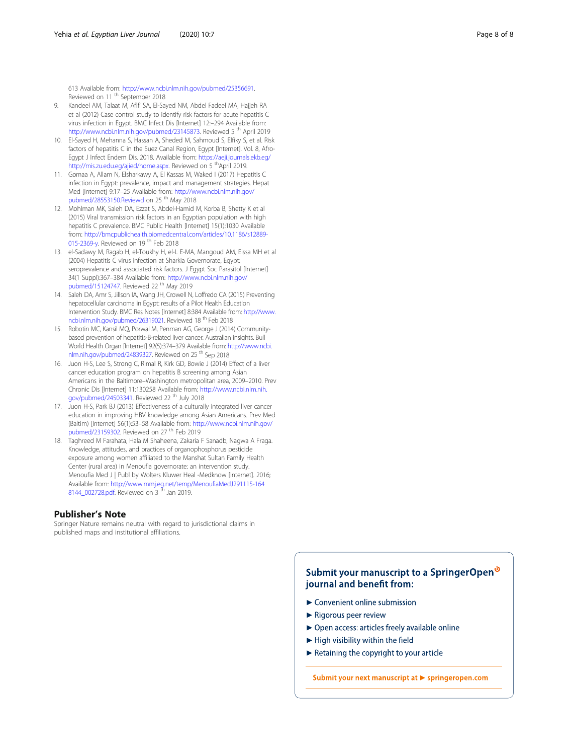613 Available from: http://www.ncbi.nlm.nih.gov/pubmed/25356691. Reviewed on 11 th September 2018

9. Kandeel AM, Talaat M, Afifi SA, El-Sayed NM, Abdel Fadeel MA, Hajjeh RA et al (2012) Case control study to identify risk factors for acute hepatitis C virus infection in Egypt. BMC Infect Dis [Internet] 12:–294 Available from: http://www.ncbi.nlm.nih.gov/pubmed/23145873. Reviewed 5 th April 2019
10. El-Sayed H, Mehanna S, Hassan A, Sheded M, Sahmoud S, Elfiky S, et al. Risk factors of hepatitis C in the Suez Canal Region, Egypt [Internet]. Vol. 8, Afro-Egypt J Infect Endem Dis. 2018. Available from: https://aeji.journals.ekb.eg/ http://mis.zu.edu.eg/ajied/home.aspx. Reviewed on 5 th April 2019.
11. Gomaa A, Allam N, Elsharkawy A, El Kassas M, Waked I (2017) Hepatitis C infection in Egypt: prevalence, impact and management strategies. Hepat Med [Internet] 9:17–25 Available from: http://www.ncbi.nlm.nih.gov/pubmed/28553150.Reviewd on 25 th May 2018
12. Mohlman MK, Saleh DA, Ezzat S, Abdel-Hamid M, Korba B, Shetty K et al (2015) Viral transmission risk factors in an Egyptian population with high hepatitis C prevalence. BMC Public Health [Internet] 15(1):1030 Available from: http://bmcpublichealth.biomedcentral.com/articles/10.1186/s12889-015-2369-y. Reviewed on 19 th Feb 2018
13. el-Sadawy M, Ragab H, el-Toukhy H, el-L E-MA, Mangoud AM, Eissa MH et al (2004) Hepatitis C virus infection at Sharkia Governorate, Egypt: seroprevalence and associated risk factors. J Egypt Soc Parasitol [Internet] 34(1 Suppl):367–384 Available from: http://www.ncbi.nlm.nih.gov/pubmed/15124747. Reviewed 22 th May 2019
14. Saleh DA, Amr S, Jillson IA, Wang JH, Crowell N, Loffredo CA (2015) Preventing hepatocellular carcinoma in Egypt: results of a Pilot Health Education Intervention Study. BMC Res Notes [Internet] 8:384 Available from: http://www.ncbi.nlm.nih.gov/pubmed/26319021. Reviewed 18 th Feb 2018
15. Robotin MC, Kansil MQ, Porwal M, Penman AG, George J (2014) Community-based prevention of hepatitis-B-related liver cancer: Australian insights. Bull World Health Organ [Internet] 92(5):374–379 Available from: http://www.ncbi.nlm.nih.gov/pubmed/24839327. Reviewed on 25 th Sep 2018
16. Juon H-S, Lee S, Strong C, Rimal R, Kirk GD, Bowie J (2014) Effect of a liver cancer education program on hepatitis B screening among Asian Americans in the Baltimore–Washington metropolitan area, 2009–2010. Prev Chronic Dis [Internet] 11:130258 Available from: http://www.ncbi.nlm.nih.gov/pubmed/24503341. Reviewed 22 th July 2018
17. Juon H-S, Park BJ (2013) Effectiveness of a culturally integrated liver cancer education in improving HBV knowledge among Asian Americans. Prev Med (Baltim) [Internet] 56(1):53–58 Available from: http://www.ncbi.nlm.nih.gov/pubmed/23159302. Reviewed on 27 th Feb 2019
18. Taghreed M Farahata, Hala M Shaheena, Zakaria F Sanadb, Nagwa A Fraga. Knowledge, attitudes, and practices of organophosphorus pesticide exposure among women affiliated to the Manshat Sultan Family Health Center (rural area) in Menoufia governorate: an intervention study. Menoufia Med J | Publ by Wolters Kluwer Heal -Medknow [Internet]. 2016; Available from: http://www.mmj.eg.net/temp/MenoufiaMedJ291115-1648144_002728.pdf. Reviewed on 3 th Jan 2019.

## Publisher's Note

Springer Nature remains neutral with regard to jurisdictional claims in published maps and institutional affiliations.

**Submit your manuscript to a SpringerOpen journal and benefit from:**

- ► Convenient online submission
- ► Rigorous peer review
- ► Open access: articles freely available online
- ► High visibility within the field
- ► Retaining the copyright to your article

**Submit your next manuscript at ► springeropen.com**